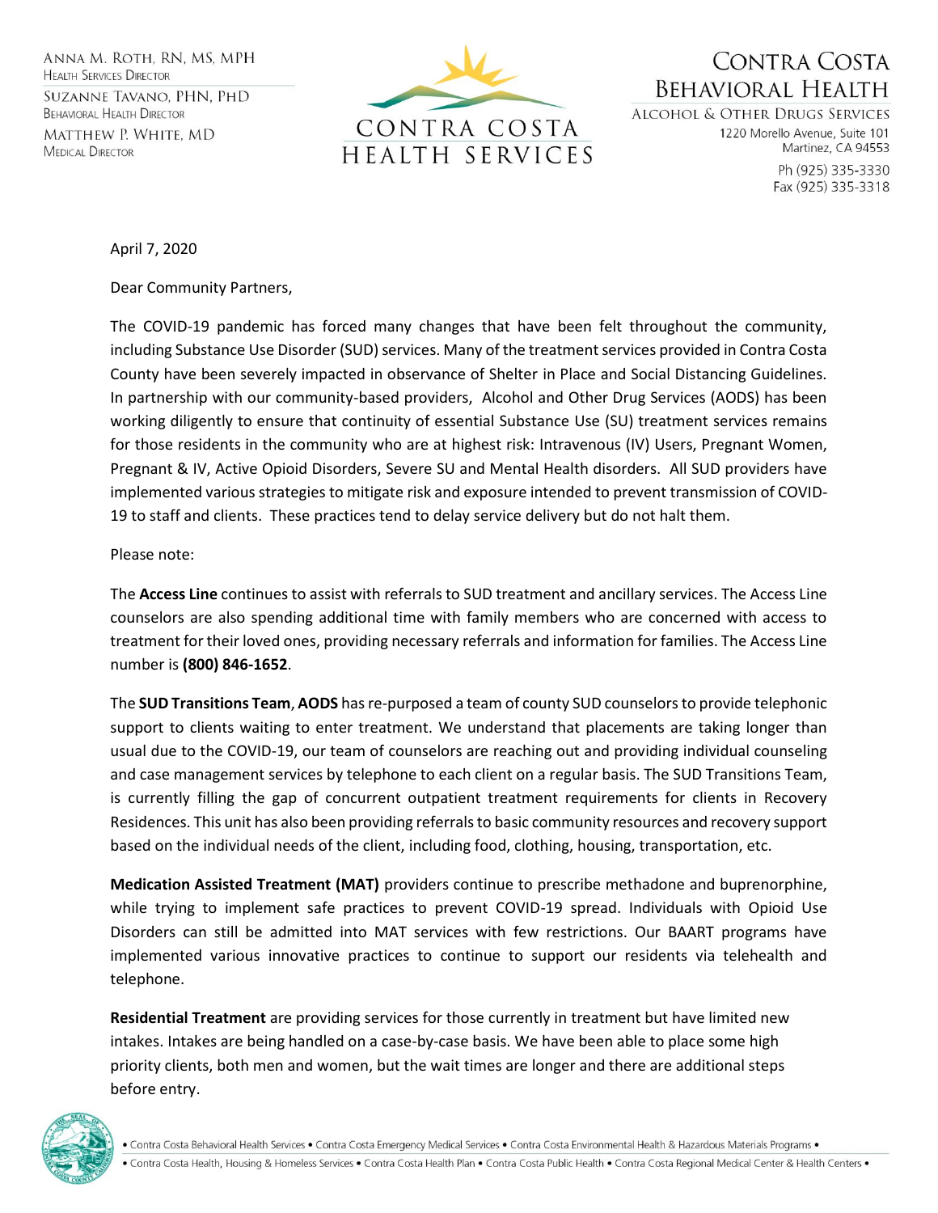Anna M. Roth, RN, MS, MPH
Health Services Director

Suzanne Tavano, PHN, PhD
Behavioral Health Director

Matthew P. White, MD
Medical Director

CONTRA COSTA HEALTH SERVICES

Contra Costa Behavioral Health
Alcohol & Other Drugs Services
1220 Morello Avenue, Suite 101
Martinez, CA 94553
Ph (925) 335-3330
Fax (925) 335-3318

April 7, 2020

Dear Community Partners,

The COVID-19 pandemic has forced many changes that have been felt throughout the community, including Substance Use Disorder (SUD) services. Many of the treatment services provided in Contra Costa County have been severely impacted in observance of Shelter in Place and Social Distancing Guidelines. In partnership with our community-based providers, Alcohol and Other Drug Services (AODS) has been working diligently to ensure that continuity of essential Substance Use (SU) treatment services remains for those residents in the community who are at highest risk: Intravenous (IV) Users, Pregnant Women, Pregnant & IV, Active Opioid Disorders, Severe SU and Mental Health disorders. All SUD providers have implemented various strategies to mitigate risk and exposure intended to prevent transmission of COVID-19 to staff and clients. These practices tend to delay service delivery but do not halt them.

Please note:

The **Access Line** continues to assist with referrals to SUD treatment and ancillary services. The Access Line counselors are also spending additional time with family members who are concerned with access to treatment for their loved ones, providing necessary referrals and information for families. The Access Line number is **(800) 846-1652**.

The **SUD Transitions Team, AODS** has re-purposed a team of county SUD counselors to provide telephonic support to clients waiting to enter treatment. We understand that placements are taking longer than usual due to the COVID-19, our team of counselors are reaching out and providing individual counseling and case management services by telephone to each client on a regular basis. The SUD Transitions Team, is currently filling the gap of concurrent outpatient treatment requirements for clients in Recovery Residences. This unit has also been providing referrals to basic community resources and recovery support based on the individual needs of the client, including food, clothing, housing, transportation, etc.

**Medication Assisted Treatment (MAT)** providers continue to prescribe methadone and buprenorphine, while trying to implement safe practices to prevent COVID-19 spread. Individuals with Opioid Use Disorders can still be admitted into MAT services with few restrictions. Our BAART programs have implemented various innovative practices to continue to support our residents via telehealth and telephone.

**Residential Treatment** are providing services for those currently in treatment but have limited new intakes. Intakes are being handled on a case-by-case basis. We have been able to place some high priority clients, both men and women, but the wait times are longer and there are additional steps before entry.

• Contra Costa Behavioral Health Services • Contra Costa Emergency Medical Services • Contra Costa Environmental Health & Hazardous Materials Programs •
• Contra Costa Health, Housing & Homeless Services • Contra Costa Health Plan • Contra Costa Public Health • Contra Costa Regional Medical Center & Health Centers •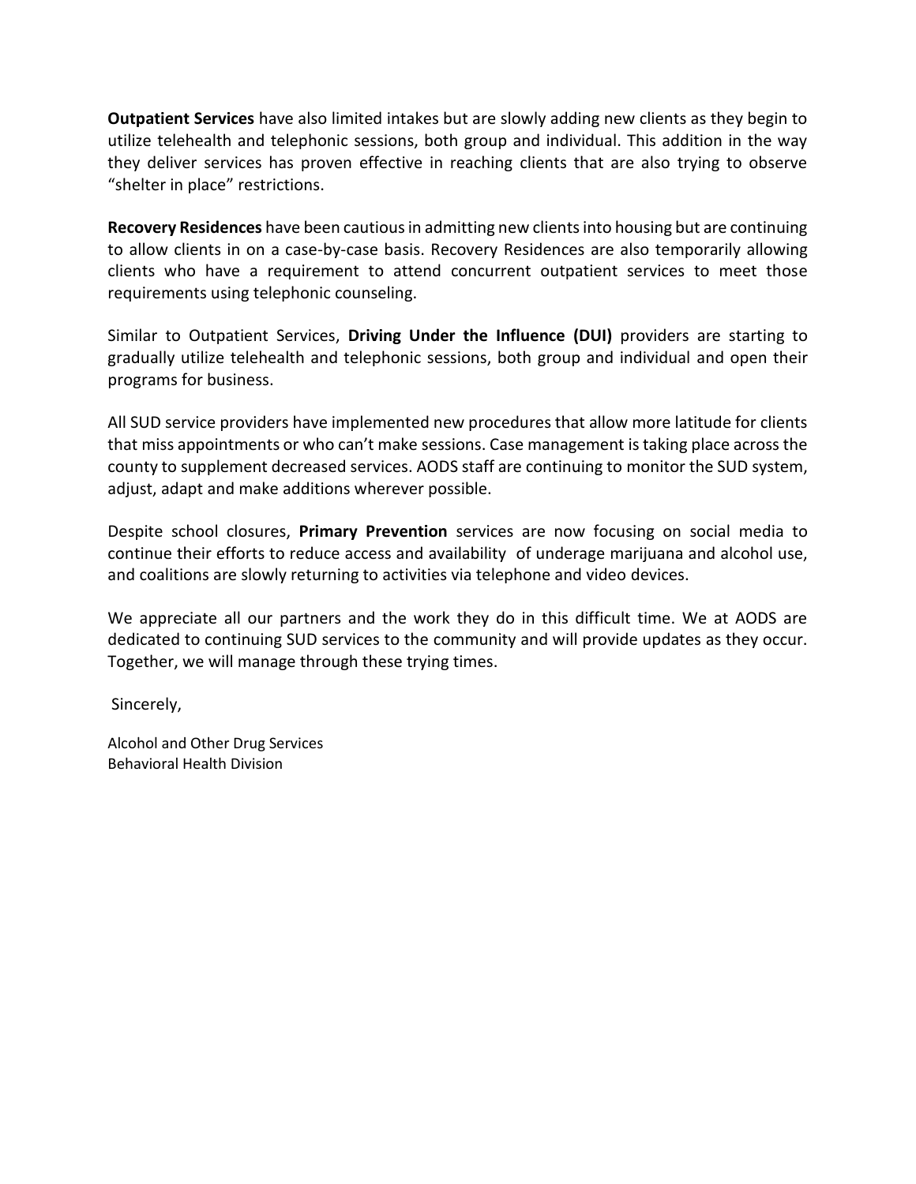**Outpatient Services** have also limited intakes but are slowly adding new clients as they begin to utilize telehealth and telephonic sessions, both group and individual. This addition in the way they deliver services has proven effective in reaching clients that are also trying to observe "shelter in place" restrictions.

**Recovery Residences** have been cautious in admitting new clients into housing but are continuing to allow clients in on a case-by-case basis. Recovery Residences are also temporarily allowing clients who have a requirement to attend concurrent outpatient services to meet those requirements using telephonic counseling.

Similar to Outpatient Services, **Driving Under the Influence (DUI)** providers are starting to gradually utilize telehealth and telephonic sessions, both group and individual and open their programs for business.

All SUD service providers have implemented new procedures that allow more latitude for clients that miss appointments or who can't make sessions. Case management is taking place across the county to supplement decreased services. AODS staff are continuing to monitor the SUD system, adjust, adapt and make additions wherever possible.

Despite school closures, **Primary Prevention** services are now focusing on social media to continue their efforts to reduce access and availability of underage marijuana and alcohol use, and coalitions are slowly returning to activities via telephone and video devices.

We appreciate all our partners and the work they do in this difficult time. We at AODS are dedicated to continuing SUD services to the community and will provide updates as they occur. Together, we will manage through these trying times.

Sincerely,

Alcohol and Other Drug Services
Behavioral Health Division